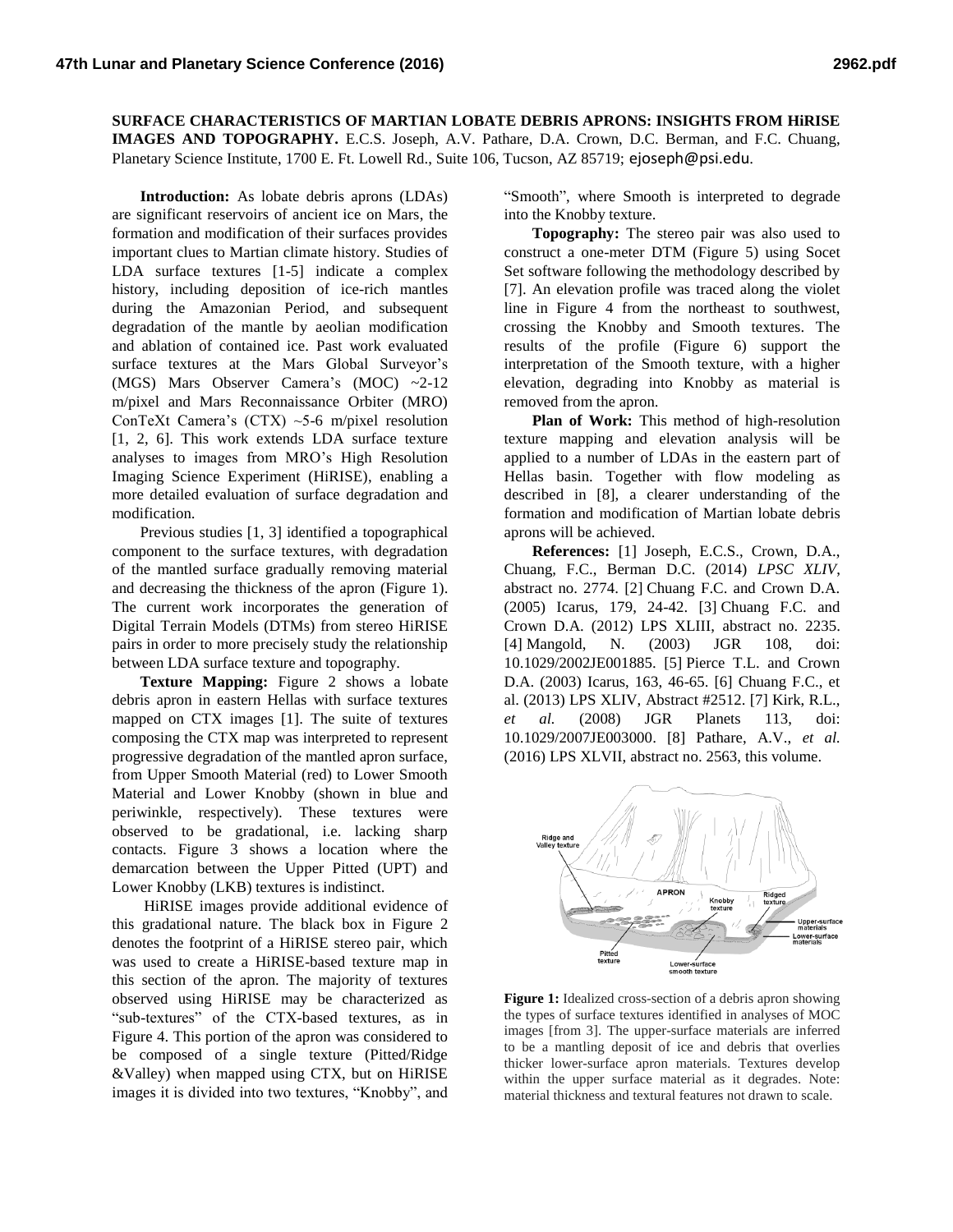# SURFACE CHARACTERISTICS OF MARTIAN LOBATE DEBRIS APRONS: INSIGHTS FROM HiRISE IMAGES AND TOPOGRAPHY.

E.C.S. Joseph, A.V. Pathare, D.A. Crown, D.C. Berman, and F.C. Chuang, Planetary Science Institute, 1700 E. Ft. Lowell Rd., Suite 106, Tucson, AZ 85719; ejoseph@psi.edu.

**Introduction:** As lobate debris aprons (LDAs) are significant reservoirs of ancient ice on Mars, the formation and modification of their surfaces provides important clues to Martian climate history. Studies of LDA surface textures [1-5] indicate a complex history, including deposition of ice-rich mantles during the Amazonian Period, and subsequent degradation of the mantle by aeolian modification and ablation of contained ice. Past work evaluated surface textures at the Mars Global Surveyor's (MGS) Mars Observer Camera's (MOC) ~2-12 m/pixel and Mars Reconnaissance Orbiter (MRO) ConTeXt Camera's (CTX) ~5-6 m/pixel resolution [1, 2, 6]. This work extends LDA surface texture analyses to images from MRO's High Resolution Imaging Science Experiment (HiRISE), enabling a more detailed evaluation of surface degradation and modification.

Previous studies [1, 3] identified a topographical component to the surface textures, with degradation of the mantled surface gradually removing material and decreasing the thickness of the apron (Figure 1). The current work incorporates the generation of Digital Terrain Models (DTMs) from stereo HiRISE pairs in order to more precisely study the relationship between LDA surface texture and topography.

**Texture Mapping:** Figure 2 shows a lobate debris apron in eastern Hellas with surface textures mapped on CTX images [1]. The suite of textures composing the CTX map was interpreted to represent progressive degradation of the mantled apron surface, from Upper Smooth Material (red) to Lower Smooth Material and Lower Knobby (shown in blue and periwinkle, respectively). These textures were observed to be gradational, i.e. lacking sharp contacts. Figure 3 shows a location where the demarcation between the Upper Pitted (UPT) and Lower Knobby (LKB) textures is indistinct.

HiRISE images provide additional evidence of this gradational nature. The black box in Figure 2 denotes the footprint of a HiRISE stereo pair, which was used to create a HiRISE-based texture map in this section of the apron. The majority of textures observed using HiRISE may be characterized as "sub-textures" of the CTX-based textures, as in Figure 4. This portion of the apron was considered to be composed of a single texture (Pitted/Ridge &Valley) when mapped using CTX, but on HiRISE images it is divided into two textures, "Knobby", and "Smooth", where Smooth is interpreted to degrade into the Knobby texture.

**Topography:** The stereo pair was also used to construct a one-meter DTM (Figure 5) using Socet Set software following the methodology described by [7]. An elevation profile was traced along the violet line in Figure 4 from the northeast to southwest, crossing the Knobby and Smooth textures. The results of the profile (Figure 6) support the interpretation of the Smooth texture, with a higher elevation, degrading into Knobby as material is removed from the apron.

**Plan of Work:** This method of high-resolution texture mapping and elevation analysis will be applied to a number of LDAs in the eastern part of Hellas basin. Together with flow modeling as described in [8], a clearer understanding of the formation and modification of Martian lobate debris aprons will be achieved.

**References:** [1] Joseph, E.C.S., Crown, D.A., Chuang, F.C., Berman D.C. (2014) *LPSC XLIV*, abstract no. 2774. [2] Chuang F.C. and Crown D.A. (2005) Icarus, 179, 24-42. [3] Chuang F.C. and Crown D.A. (2012) LPS XLIII, abstract no. 2235. [4] Mangold, N. (2003) JGR 108, doi: 10.1029/2002JE001885. [5] Pierce T.L. and Crown D.A. (2003) Icarus, 163, 46-65. [6] Chuang F.C., et al. (2013) LPS XLIV, Abstract #2512. [7] Kirk, R.L., *et al.* (2008) JGR Planets 113, doi: 10.1029/2007JE003000. [8] Pathare, A.V., *et al.* (2016) LPS XLVII, abstract no. 2563, this volume.

**Figure 1:** Idealized cross-section of a debris apron showing the types of surface textures identified in analyses of MOC images [from 3]. The upper-surface materials are inferred to be a mantling deposit of ice and debris that overlies thicker lower-surface apron materials. Textures develop within the upper surface material as it degrades. Note: material thickness and textural features not drawn to scale.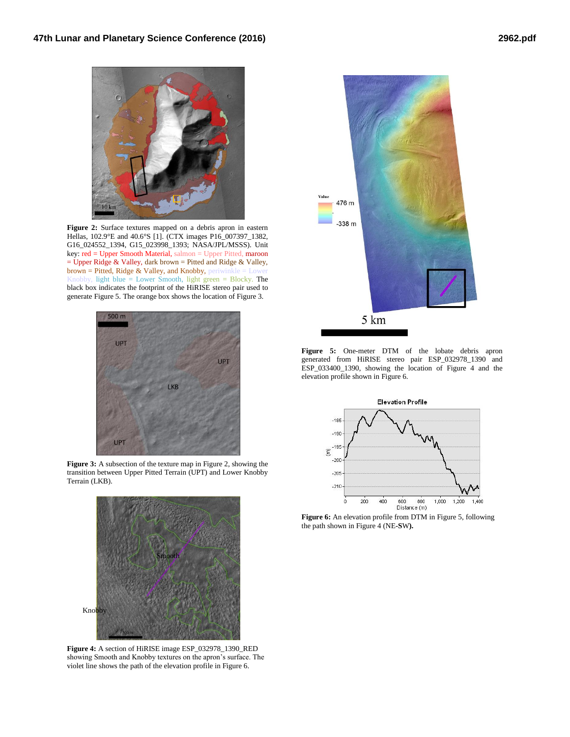**Figure 2:** Surface textures mapped on a debris apron in eastern Hellas, 102.9°E and 40.6°S [1]. (CTX images P16_007397_1382, G16_024552_1394, G15_023998_1393; NASA/JPL/MSSS). Unit key: red = Upper Smooth Material, salmon = Upper Pitted, maroon = Upper Ridge & Valley, dark brown = Pitted and Ridge & Valley, brown = Pitted, Ridge & Valley, and Knobby, periwinkle = Lower Knobby, light blue = Lower Smooth, light green = Blocky. The black box indicates the footprint of the HiRISE stereo pair used to generate Figure 5. The orange box shows the location of Figure 3.

**Figure 3:** A subsection of the texture map in Figure 2, showing the transition between Upper Pitted Terrain (UPT) and Lower Knobby Terrain (LKB).

**Figure 4:** A section of HiRISE image ESP_032978_1390_RED showing Smooth and Knobby textures on the apron's surface. The violet line shows the path of the elevation profile in Figure 6.

**Figure 5:** One-meter DTM of the lobate debris apron generated from HiRISE stereo pair ESP_032978_1390 and ESP_033400_1390, showing the location of Figure 4 and the elevation profile shown in Figure 6.

**Figure 6:** An elevation profile from DTM in Figure 5, following the path shown in Figure 4 (NE-**SW).**